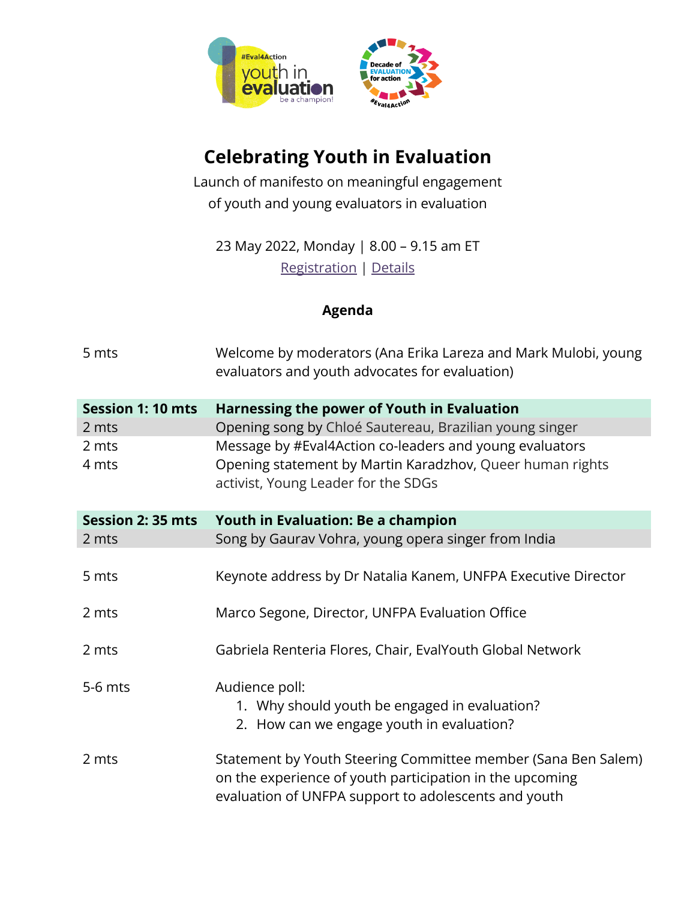# Celebrating Youth in Evaluation

Launch of manifesto on meaningful engagement of youth and young evaluators in evaluation

23 May 2022, Monday | 8.00 – 9.15 am ET

Registration | Details

## Agenda

| | |
|---|---|
| 5 mts | Welcome by moderators (Ana Erika Lareza and Mark Mulobi, young evaluators and youth advocates for evaluation) |
| **Session 1: 10 mts** | **Harnessing the power of Youth in Evaluation** |
| 2 mts | Opening song by Chloé Sautereau, Brazilian young singer |
| 2 mts | Message by #Eval4Action co-leaders and young evaluators |
| 4 mts | Opening statement by Martin Karadzhov, Queer human rights activist, Young Leader for the SDGs |
| **Session 2: 35 mts** | **Youth in Evaluation: Be a champion** |
| 2 mts | Song by Gaurav Vohra, young opera singer from India |
| 5 mts | Keynote address by Dr Natalia Kanem, UNFPA Executive Director |
| 2 mts | Marco Segone, Director, UNFPA Evaluation Office |
| 2 mts | Gabriela Renteria Flores, Chair, EvalYouth Global Network |
| 5-6 mts | Audience poll:<br>1. Why should youth be engaged in evaluation?<br>2. How can we engage youth in evaluation? |
| 2 mts | Statement by Youth Steering Committee member (Sana Ben Salem) on the experience of youth participation in the upcoming evaluation of UNFPA support to adolescents and youth |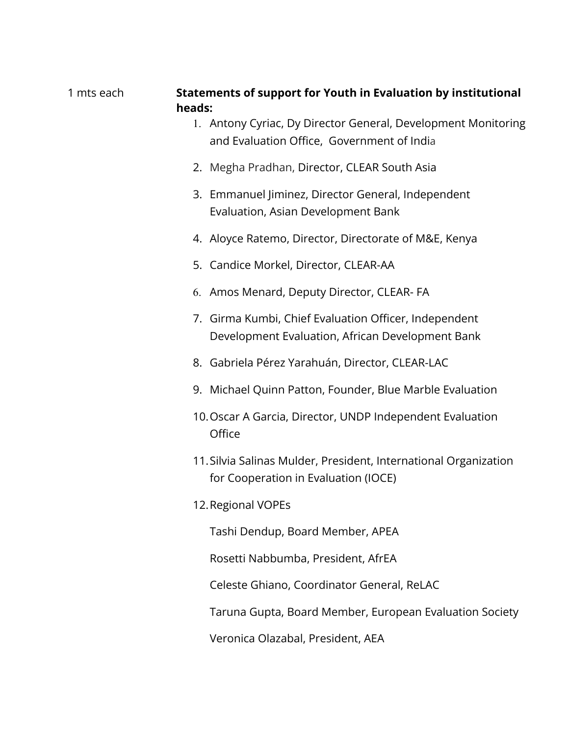1 mts each

**Statements of support for Youth in Evaluation by institutional heads:**

1. Antony Cyriac, Dy Director General, Development Monitoring and Evaluation Office, Government of India
2. Megha Pradhan, Director, CLEAR South Asia
3. Emmanuel Jiminez, Director General, Independent Evaluation, Asian Development Bank
4. Aloyce Ratemo, Director, Directorate of M&E, Kenya
5. Candice Morkel, Director, CLEAR-AA
6. Amos Menard, Deputy Director, CLEAR- FA
7. Girma Kumbi, Chief Evaluation Officer, Independent Development Evaluation, African Development Bank
8. Gabriela Pérez Yarahuán, Director, CLEAR-LAC
9. Michael Quinn Patton, Founder, Blue Marble Evaluation
10. Oscar A Garcia, Director, UNDP Independent Evaluation Office
11. Silvia Salinas Mulder, President, International Organization for Cooperation in Evaluation (IOCE)
12. Regional VOPEs

    Tashi Dendup, Board Member, APEA

    Rosetti Nabbumba, President, AfrEA

    Celeste Ghiano, Coordinator General, ReLAC

    Taruna Gupta, Board Member, European Evaluation Society

    Veronica Olazabal, President, AEA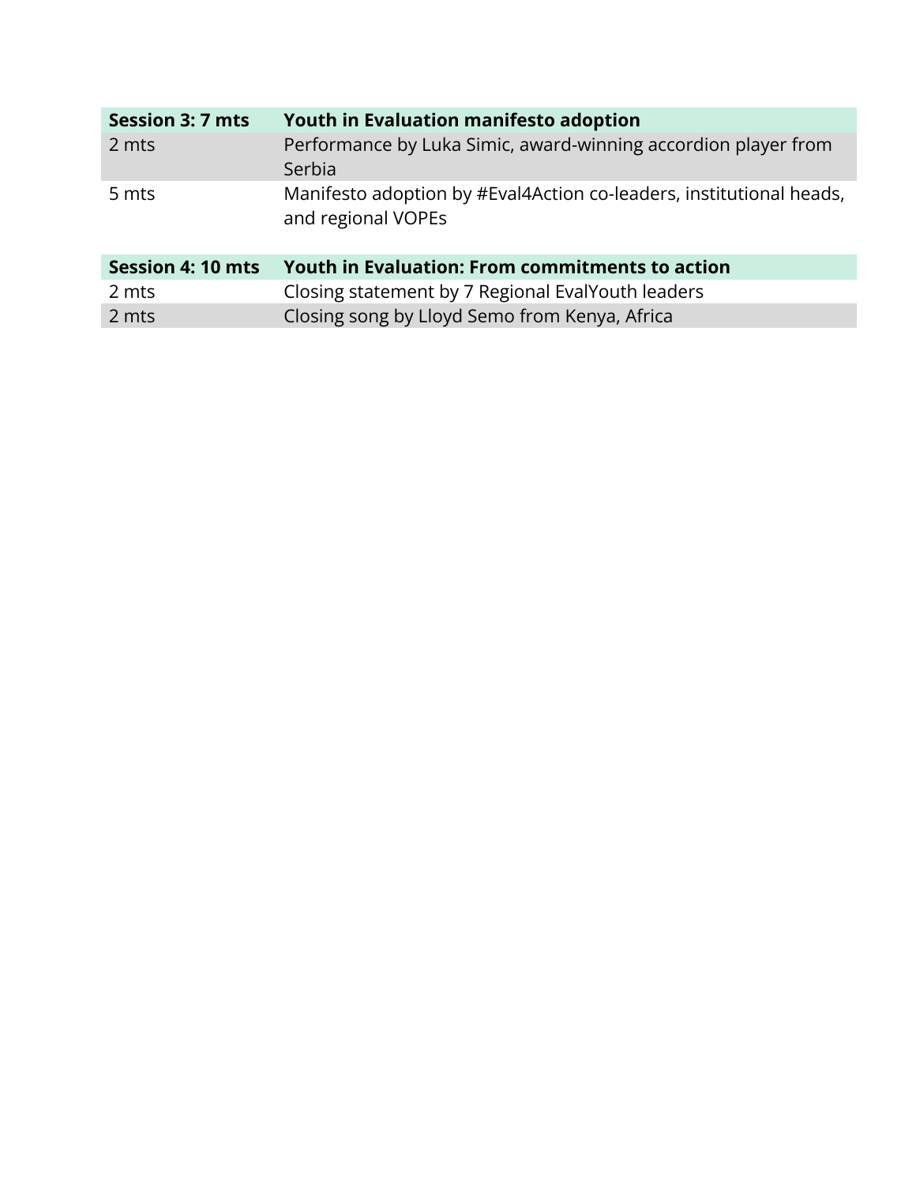| Session 3: 7 mts | Youth in Evaluation manifesto adoption |
|---|---|
| 2 mts | Performance by Luka Simic, award-winning accordion player from Serbia |
| 5 mts | Manifesto adoption by #Eval4Action co-leaders, institutional heads, and regional VOPEs |

| Session 4: 10 mts | Youth in Evaluation: From commitments to action |
|---|---|
| 2 mts | Closing statement by 7 Regional EvalYouth leaders |
| 2 mts | Closing song by Lloyd Semo from Kenya, Africa |